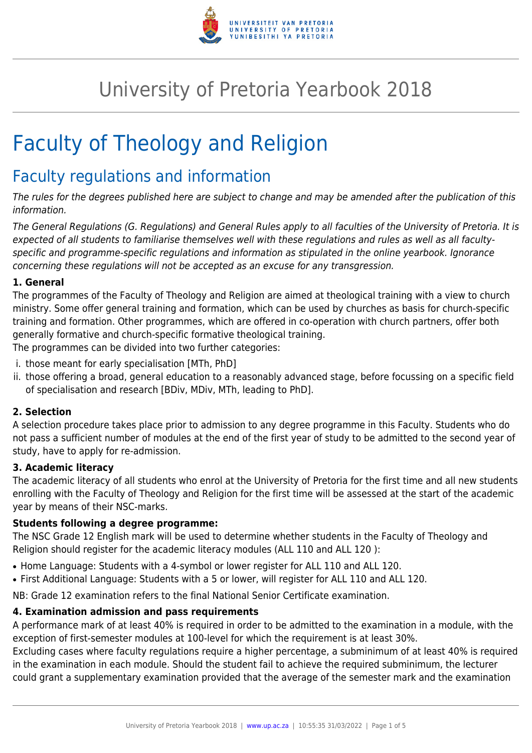# University of Pretoria Yearbook 2018

# Faculty of Theology and Religion

## Faculty regulations and information

*The rules for the degrees published here are subject to change and may be amended after the publication of this information.*

*The General Regulations (G. Regulations) and General Rules apply to all faculties of the University of Pretoria. It is expected of all students to familiarise themselves well with these regulations and rules as well as all faculty-specific and programme-specific regulations and information as stipulated in the online yearbook. Ignorance concerning these regulations will not be accepted as an excuse for any transgression.*

**1. General**

The programmes of the Faculty of Theology and Religion are aimed at theological training with a view to church ministry. Some offer general training and formation, which can be used by churches as basis for church-specific training and formation. Other programmes, which are offered in co-operation with church partners, offer both generally formative and church-specific formative theological training.

The programmes can be divided into two further categories:

i. those meant for early specialisation [MTh, PhD]
ii. those offering a broad, general education to a reasonably advanced stage, before focussing on a specific field of specialisation and research [BDiv, MDiv, MTh, leading to PhD].

**2. Selection**

A selection procedure takes place prior to admission to any degree programme in this Faculty. Students who do not pass a sufficient number of modules at the end of the first year of study to be admitted to the second year of study, have to apply for re-admission.

**3. Academic literacy**

The academic literacy of all students who enrol at the University of Pretoria for the first time and all new students enrolling with the Faculty of Theology and Religion for the first time will be assessed at the start of the academic year by means of their NSC-marks.

**Students following a degree programme:**

The NSC Grade 12 English mark will be used to determine whether students in the Faculty of Theology and Religion should register for the academic literacy modules (ALL 110 and ALL 120 ):

- Home Language: Students with a 4-symbol or lower register for ALL 110 and ALL 120.
- First Additional Language: Students with a 5 or lower, will register for ALL 110 and ALL 120.

NB: Grade 12 examination refers to the final National Senior Certificate examination.

**4. Examination admission and pass requirements**

A performance mark of at least 40% is required in order to be admitted to the examination in a module, with the exception of first-semester modules at 100-level for which the requirement is at least 30%.

Excluding cases where faculty regulations require a higher percentage, a subminimum of at least 40% is required in the examination in each module. Should the student fail to achieve the required subminimum, the lecturer could grant a supplementary examination provided that the average of the semester mark and the examination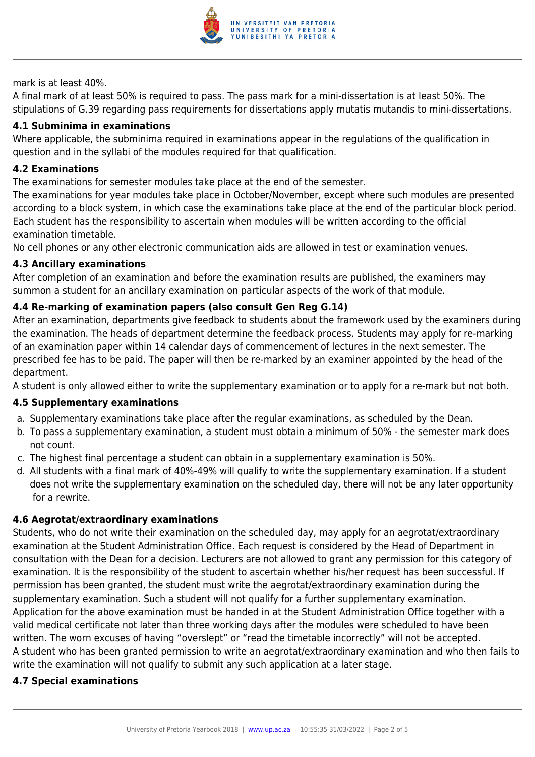mark is at least 40%.

A final mark of at least 50% is required to pass. The pass mark for a mini-dissertation is at least 50%. The stipulations of G.39 regarding pass requirements for dissertations apply mutatis mutandis to mini-dissertations.

### 4.1 Subminima in examinations

Where applicable, the subminima required in examinations appear in the regulations of the qualification in question and in the syllabi of the modules required for that qualification.

### 4.2 Examinations

The examinations for semester modules take place at the end of the semester.

The examinations for year modules take place in October/November, except where such modules are presented according to a block system, in which case the examinations take place at the end of the particular block period. Each student has the responsibility to ascertain when modules will be written according to the official examination timetable.

No cell phones or any other electronic communication aids are allowed in test or examination venues.

### 4.3 Ancillary examinations

After completion of an examination and before the examination results are published, the examiners may summon a student for an ancillary examination on particular aspects of the work of that module.

### 4.4 Re-marking of examination papers (also consult Gen Reg G.14)

After an examination, departments give feedback to students about the framework used by the examiners during the examination. The heads of department determine the feedback process. Students may apply for re-marking of an examination paper within 14 calendar days of commencement of lectures in the next semester. The prescribed fee has to be paid. The paper will then be re-marked by an examiner appointed by the head of the department.

A student is only allowed either to write the supplementary examination or to apply for a re-mark but not both.

### 4.5 Supplementary examinations

a. Supplementary examinations take place after the regular examinations, as scheduled by the Dean.
b. To pass a supplementary examination, a student must obtain a minimum of 50% - the semester mark does not count.
c. The highest final percentage a student can obtain in a supplementary examination is 50%.
d. All students with a final mark of 40%-49% will qualify to write the supplementary examination. If a student does not write the supplementary examination on the scheduled day, there will not be any later opportunity for a rewrite.

### 4.6 Aegrotat/extraordinary examinations

Students, who do not write their examination on the scheduled day, may apply for an aegrotat/extraordinary examination at the Student Administration Office. Each request is considered by the Head of Department in consultation with the Dean for a decision. Lecturers are not allowed to grant any permission for this category of examination. It is the responsibility of the student to ascertain whether his/her request has been successful. If permission has been granted, the student must write the aegrotat/extraordinary examination during the supplementary examination. Such a student will not qualify for a further supplementary examination.

Application for the above examination must be handed in at the Student Administration Office together with a valid medical certificate not later than three working days after the modules were scheduled to have been written. The worn excuses of having "overslept" or "read the timetable incorrectly" will not be accepted.

A student who has been granted permission to write an aegrotat/extraordinary examination and who then fails to write the examination will not qualify to submit any such application at a later stage.

### 4.7 Special examinations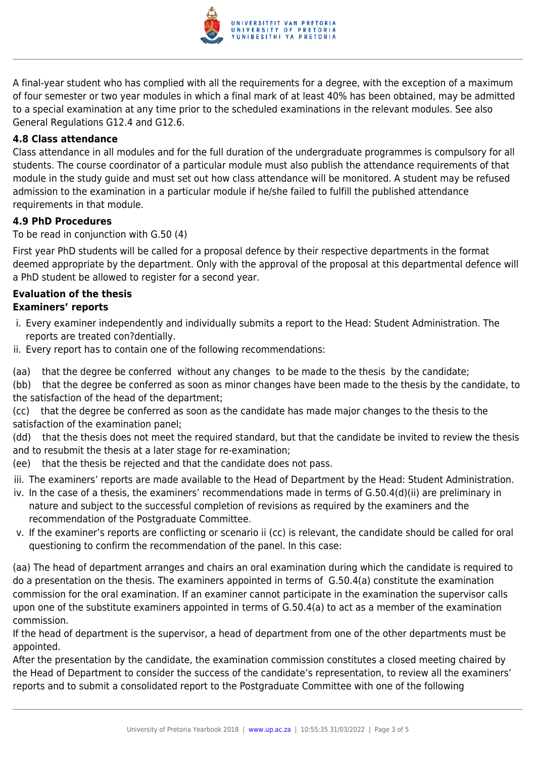A final-year student who has complied with all the requirements for a degree, with the exception of a maximum of four semester or two year modules in which a final mark of at least 40% has been obtained, may be admitted to a special examination at any time prior to the scheduled examinations in the relevant modules. See also General Regulations G12.4 and G12.6.

**4.8 Class attendance**

Class attendance in all modules and for the full duration of the undergraduate programmes is compulsory for all students. The course coordinator of a particular module must also publish the attendance requirements of that module in the study guide and must set out how class attendance will be monitored. A student may be refused admission to the examination in a particular module if he/she failed to fulfill the published attendance requirements in that module.

**4.9 PhD Procedures**

To be read in conjunction with G.50 (4)

First year PhD students will be called for a proposal defence by their respective departments in the format deemed appropriate by the department. Only with the approval of the proposal at this departmental defence will a PhD student be allowed to register for a second year.

**Evaluation of the thesis**

**Examiners' reports**

i. Every examiner independently and individually submits a report to the Head: Student Administration. The reports are treated con?dentially.
ii. Every report has to contain one of the following recommendations:

(aa) that the degree be conferred without any changes to be made to the thesis by the candidate;
(bb) that the degree be conferred as soon as minor changes have been made to the thesis by the candidate, to the satisfaction of the head of the department;
(cc) that the degree be conferred as soon as the candidate has made major changes to the thesis to the satisfaction of the examination panel;
(dd) that the thesis does not meet the required standard, but that the candidate be invited to review the thesis and to resubmit the thesis at a later stage for re-examination;
(ee) that the thesis be rejected and that the candidate does not pass.

iii. The examiners' reports are made available to the Head of Department by the Head: Student Administration.
iv. In the case of a thesis, the examiners' recommendations made in terms of G.50.4(d)(ii) are preliminary in nature and subject to the successful completion of revisions as required by the examiners and the recommendation of the Postgraduate Committee.
v. If the examiner's reports are conflicting or scenario ii (cc) is relevant, the candidate should be called for oral questioning to confirm the recommendation of the panel. In this case:

(aa) The head of department arranges and chairs an oral examination during which the candidate is required to do a presentation on the thesis. The examiners appointed in terms of G.50.4(a) constitute the examination commission for the oral examination. If an examiner cannot participate in the examination the supervisor calls upon one of the substitute examiners appointed in terms of G.50.4(a) to act as a member of the examination commission.
If the head of department is the supervisor, a head of department from one of the other departments must be appointed.
After the presentation by the candidate, the examination commission constitutes a closed meeting chaired by the Head of Department to consider the success of the candidate's representation, to review all the examiners' reports and to submit a consolidated report to the Postgraduate Committee with one of the following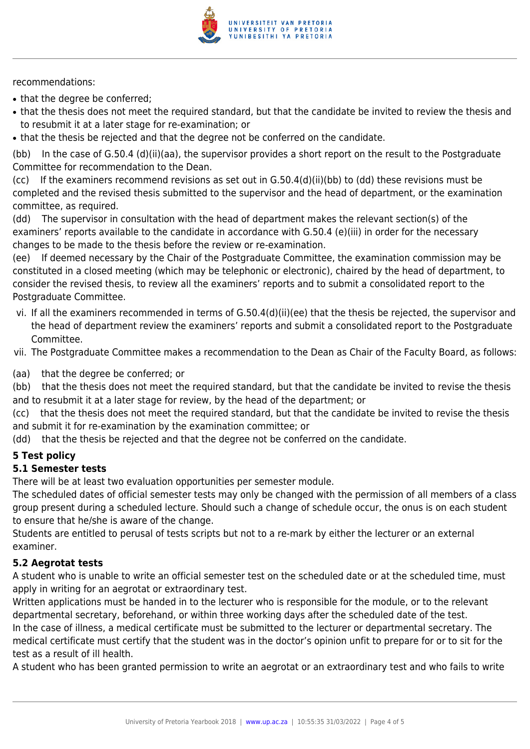recommendations:

- that the degree be conferred;
- that the thesis does not meet the required standard, but that the candidate be invited to review the thesis and to resubmit it at a later stage for re-examination; or
- that the thesis be rejected and that the degree not be conferred on the candidate.

(bb) In the case of G.50.4 (d)(ii)(aa), the supervisor provides a short report on the result to the Postgraduate Committee for recommendation to the Dean.
(cc) If the examiners recommend revisions as set out in G.50.4(d)(ii)(bb) to (dd) these revisions must be completed and the revised thesis submitted to the supervisor and the head of department, or the examination committee, as required.
(dd) The supervisor in consultation with the head of department makes the relevant section(s) of the examiners' reports available to the candidate in accordance with G.50.4 (e)(iii) in order for the necessary changes to be made to the thesis before the review or re-examination.
(ee) If deemed necessary by the Chair of the Postgraduate Committee, the examination commission may be constituted in a closed meeting (which may be telephonic or electronic), chaired by the head of department, to consider the revised thesis, to review all the examiners' reports and to submit a consolidated report to the Postgraduate Committee.

vi. If all the examiners recommended in terms of G.50.4(d)(ii)(ee) that the thesis be rejected, the supervisor and the head of department review the examiners' reports and submit a consolidated report to the Postgraduate Committee.
vii. The Postgraduate Committee makes a recommendation to the Dean as Chair of the Faculty Board, as follows:

(aa) that the degree be conferred; or
(bb) that the thesis does not meet the required standard, but that the candidate be invited to revise the thesis and to resubmit it at a later stage for review, by the head of the department; or
(cc) that the thesis does not meet the required standard, but that the candidate be invited to revise the thesis and submit it for re-examination by the examination committee; or
(dd) that the thesis be rejected and that the degree not be conferred on the candidate.

## 5 Test policy

### 5.1 Semester tests

There will be at least two evaluation opportunities per semester module.
The scheduled dates of official semester tests may only be changed with the permission of all members of a class group present during a scheduled lecture. Should such a change of schedule occur, the onus is on each student to ensure that he/she is aware of the change.
Students are entitled to perusal of tests scripts but not to a re-mark by either the lecturer or an external examiner.

### 5.2 Aegrotat tests

A student who is unable to write an official semester test on the scheduled date or at the scheduled time, must apply in writing for an aegrotat or extraordinary test.
Written applications must be handed in to the lecturer who is responsible for the module, or to the relevant departmental secretary, beforehand, or within three working days after the scheduled date of the test.
In the case of illness, a medical certificate must be submitted to the lecturer or departmental secretary. The medical certificate must certify that the student was in the doctor's opinion unfit to prepare for or to sit for the test as a result of ill health.
A student who has been granted permission to write an aegrotat or an extraordinary test and who fails to write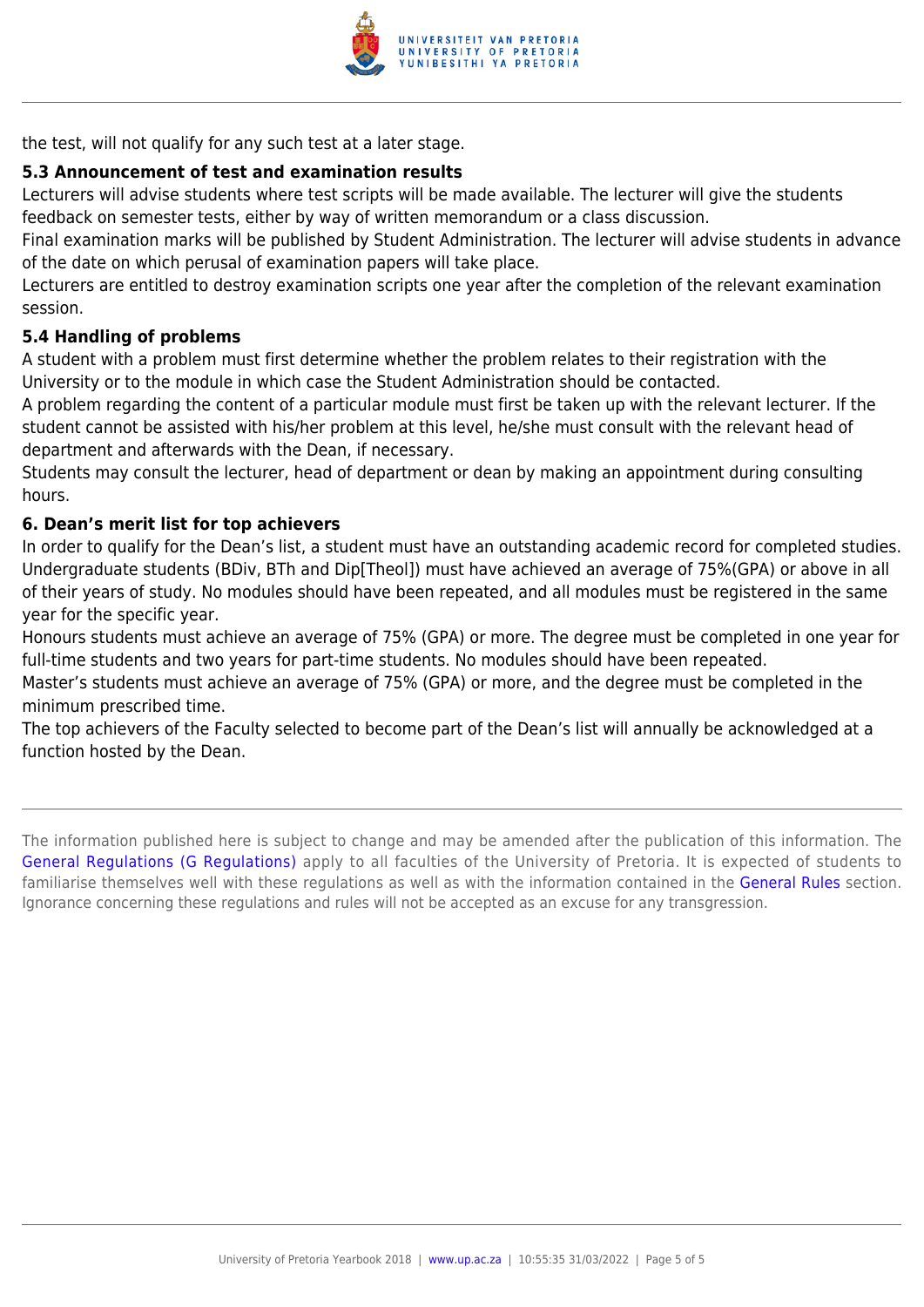the test, will not qualify for any such test at a later stage.

### 5.3 Announcement of test and examination results

Lecturers will advise students where test scripts will be made available. The lecturer will give the students feedback on semester tests, either by way of written memorandum or a class discussion.

Final examination marks will be published by Student Administration. The lecturer will advise students in advance of the date on which perusal of examination papers will take place.

Lecturers are entitled to destroy examination scripts one year after the completion of the relevant examination session.

### 5.4 Handling of problems

A student with a problem must first determine whether the problem relates to their registration with the University or to the module in which case the Student Administration should be contacted.

A problem regarding the content of a particular module must first be taken up with the relevant lecturer. If the student cannot be assisted with his/her problem at this level, he/she must consult with the relevant head of department and afterwards with the Dean, if necessary.

Students may consult the lecturer, head of department or dean by making an appointment during consulting hours.

### 6. Dean's merit list for top achievers

In order to qualify for the Dean's list, a student must have an outstanding academic record for completed studies. Undergraduate students (BDiv, BTh and Dip[Theol]) must have achieved an average of 75%(GPA) or above in all of their years of study. No modules should have been repeated, and all modules must be registered in the same year for the specific year.

Honours students must achieve an average of 75% (GPA) or more. The degree must be completed in one year for full-time students and two years for part-time students. No modules should have been repeated.

Master's students must achieve an average of 75% (GPA) or more, and the degree must be completed in the minimum prescribed time.

The top achievers of the Faculty selected to become part of the Dean's list will annually be acknowledged at a function hosted by the Dean.

---

The information published here is subject to change and may be amended after the publication of this information. The General Regulations (G Regulations) apply to all faculties of the University of Pretoria. It is expected of students to familiarise themselves well with these regulations as well as with the information contained in the General Rules section. Ignorance concerning these regulations and rules will not be accepted as an excuse for any transgression.